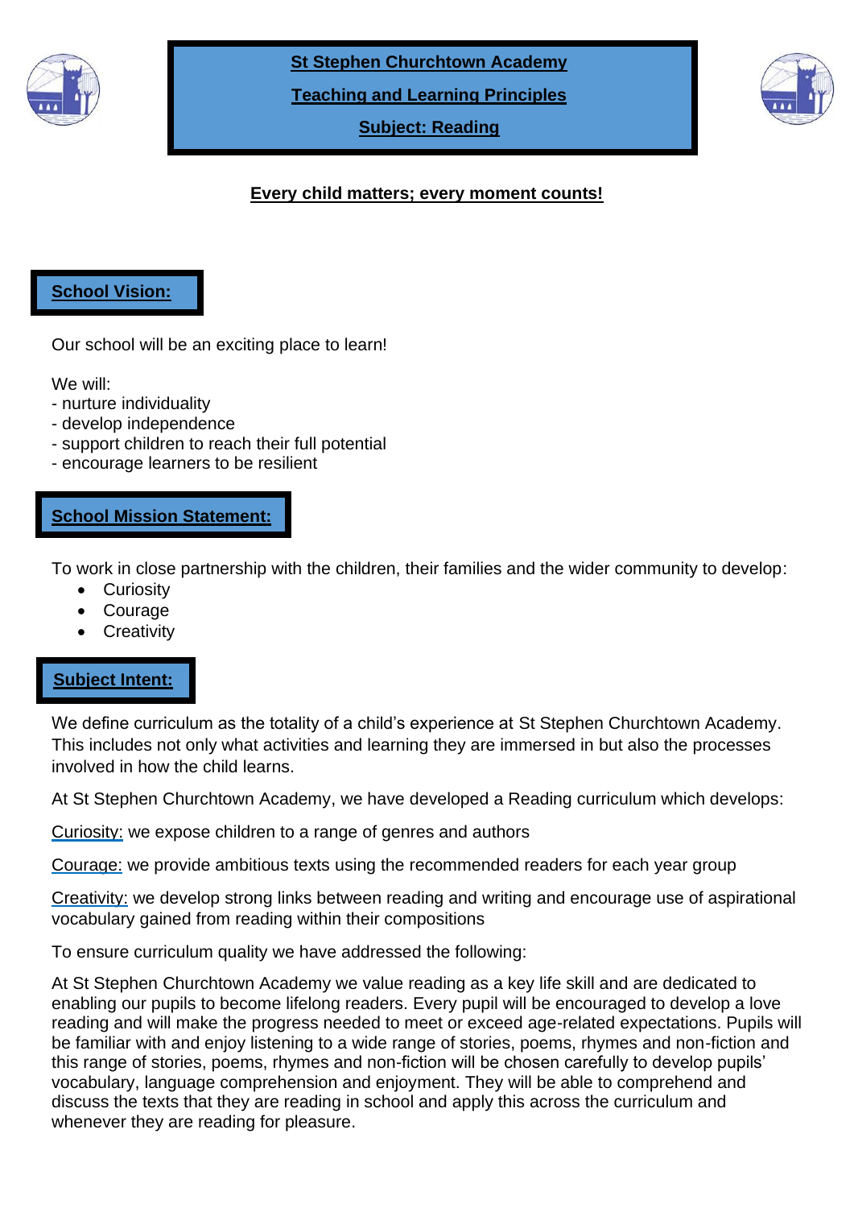# St Stephen Churchtown Academy

## Teaching and Learning Principles

## Subject: Reading

**Every child matters; every moment counts!**

## School Vision:

Our school will be an exciting place to learn!

We will:
- nurture individuality
- develop independence
- support children to reach their full potential
- encourage learners to be resilient

## School Mission Statement:

To work in close partnership with the children, their families and the wider community to develop:

- Curiosity
- Courage
- Creativity

## Subject Intent:

We define curriculum as the totality of a child's experience at St Stephen Churchtown Academy. This includes not only what activities and learning they are immersed in but also the processes involved in how the child learns.

At St Stephen Churchtown Academy, we have developed a Reading curriculum which develops:

Curiosity: we expose children to a range of genres and authors

Courage: we provide ambitious texts using the recommended readers for each year group

Creativity: we develop strong links between reading and writing and encourage use of aspirational vocabulary gained from reading within their compositions

To ensure curriculum quality we have addressed the following:

At St Stephen Churchtown Academy we value reading as a key life skill and are dedicated to enabling our pupils to become lifelong readers. Every pupil will be encouraged to develop a love reading and will make the progress needed to meet or exceed age-related expectations. Pupils will be familiar with and enjoy listening to a wide range of stories, poems, rhymes and non-fiction and this range of stories, poems, rhymes and non-fiction will be chosen carefully to develop pupils' vocabulary, language comprehension and enjoyment. They will be able to comprehend and discuss the texts that they are reading in school and apply this across the curriculum and whenever they are reading for pleasure.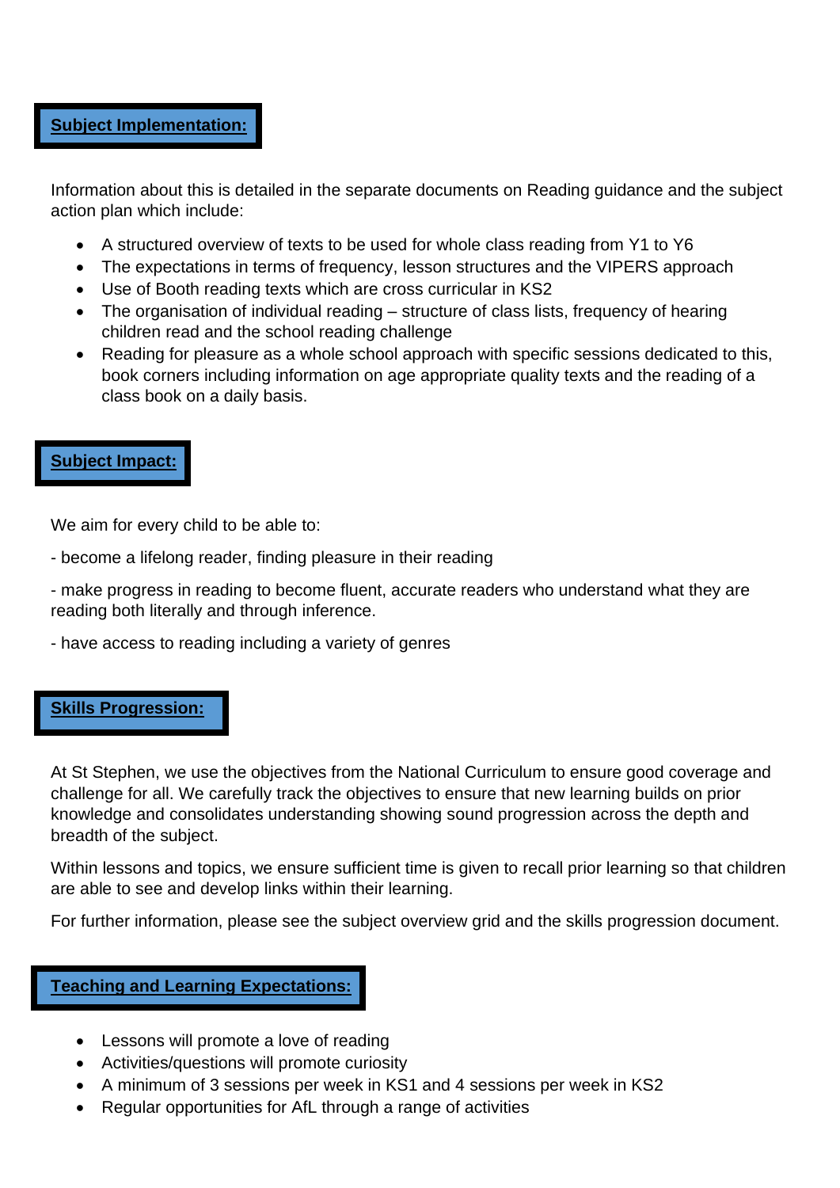## Subject Implementation:

Information about this is detailed in the separate documents on Reading guidance and the subject action plan which include:

- A structured overview of texts to be used for whole class reading from Y1 to Y6
- The expectations in terms of frequency, lesson structures and the VIPERS approach
- Use of Booth reading texts which are cross curricular in KS2
- The organisation of individual reading – structure of class lists, frequency of hearing children read and the school reading challenge
- Reading for pleasure as a whole school approach with specific sessions dedicated to this, book corners including information on age appropriate quality texts and the reading of a class book on a daily basis.

## Subject Impact:

We aim for every child to be able to:

- become a lifelong reader, finding pleasure in their reading

- make progress in reading to become fluent, accurate readers who understand what they are reading both literally and through inference.

- have access to reading including a variety of genres

## Skills Progression:

At St Stephen, we use the objectives from the National Curriculum to ensure good coverage and challenge for all. We carefully track the objectives to ensure that new learning builds on prior knowledge and consolidates understanding showing sound progression across the depth and breadth of the subject.

Within lessons and topics, we ensure sufficient time is given to recall prior learning so that children are able to see and develop links within their learning.

For further information, please see the subject overview grid and the skills progression document.

## Teaching and Learning Expectations:

- Lessons will promote a love of reading
- Activities/questions will promote curiosity
- A minimum of 3 sessions per week in KS1 and 4 sessions per week in KS2
- Regular opportunities for AfL through a range of activities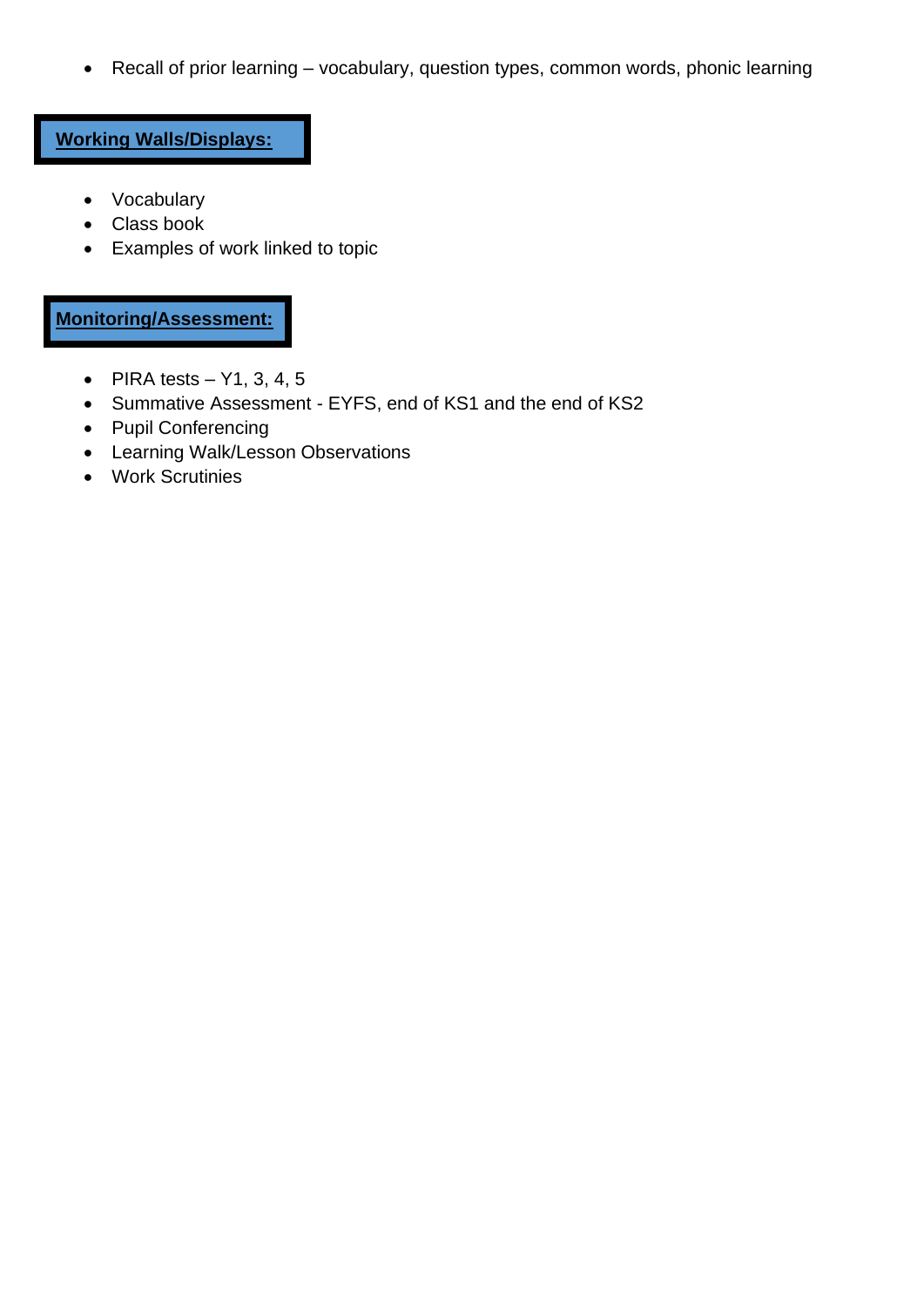- Recall of prior learning – vocabulary, question types, common words, phonic learning

## **Working Walls/Displays:**

- Vocabulary
- Class book
- Examples of work linked to topic

## **Monitoring/Assessment:**

- PIRA tests – Y1, 3, 4, 5
- Summative Assessment - EYFS, end of KS1 and the end of KS2
- Pupil Conferencing
- Learning Walk/Lesson Observations
- Work Scrutinies